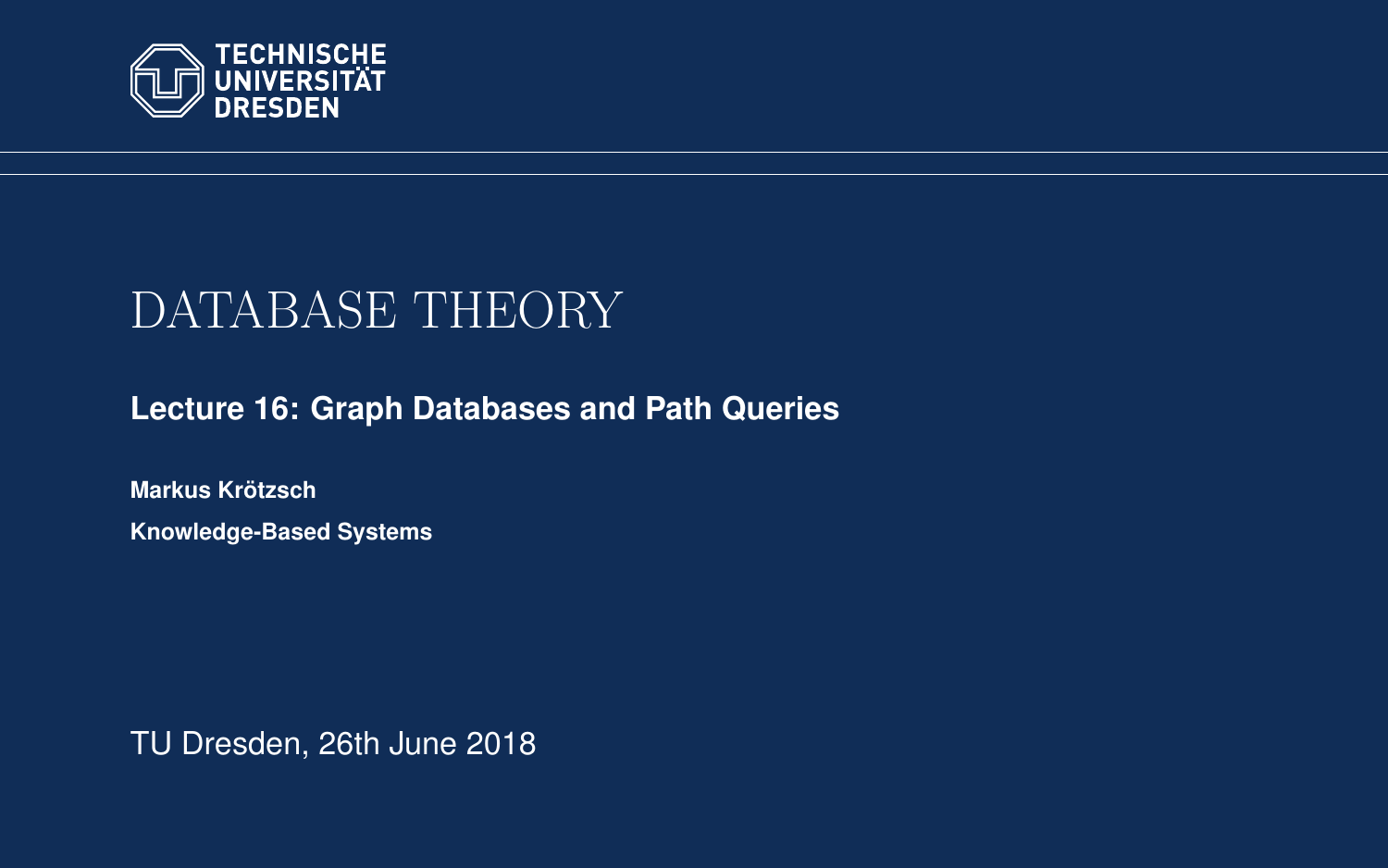TECHNISCHE UNIVERSITÄT DRESDEN

# DATABASE THEORY

## Lecture 16: Graph Databases and Path Queries

**Markus Krötzsch**

**Knowledge-Based Systems**

TU Dresden, 26th June 2018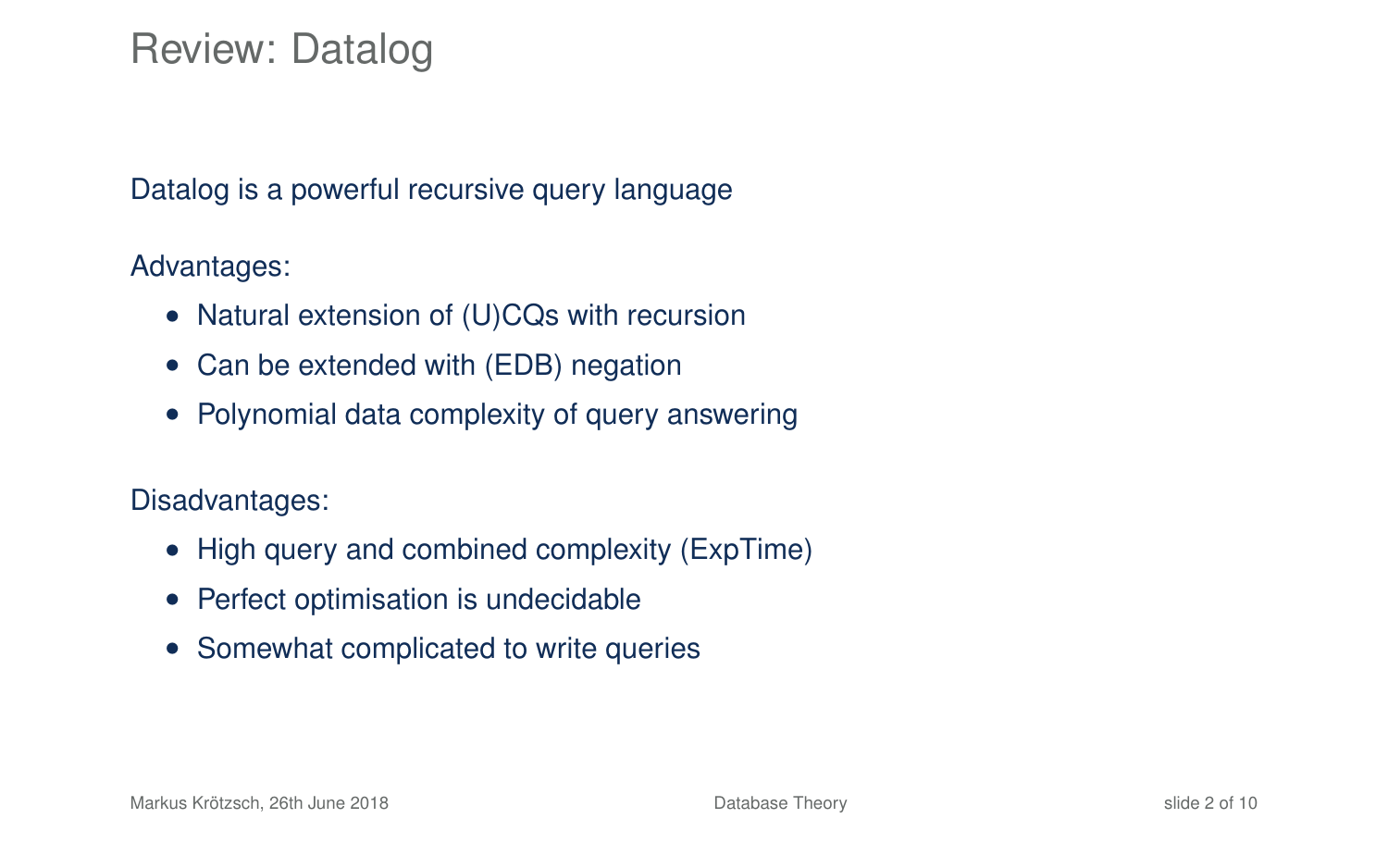# Review: Datalog

Datalog is a powerful recursive query language

Advantages:

- Natural extension of (U)CQs with recursion
- Can be extended with (EDB) negation
- Polynomial data complexity of query answering

Disadvantages:

- High query and combined complexity (ExpTime)
- Perfect optimisation is undecidable
- Somewhat complicated to write queries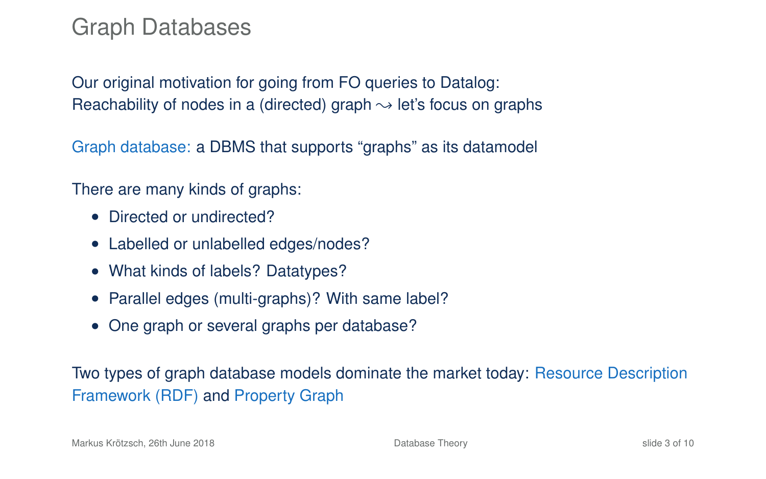# Graph Databases

Our original motivation for going from FO queries to Datalog:
Reachability of nodes in a (directed) graph $\leadsto$ let's focus on graphs

Graph database: a DBMS that supports "graphs" as its datamodel

There are many kinds of graphs:

- Directed or undirected?
- Labelled or unlabelled edges/nodes?
- What kinds of labels? Datatypes?
- Parallel edges (multi-graphs)? With same label?
- One graph or several graphs per database?

Two types of graph database models dominate the market today: Resource Description Framework (RDF) and Property Graph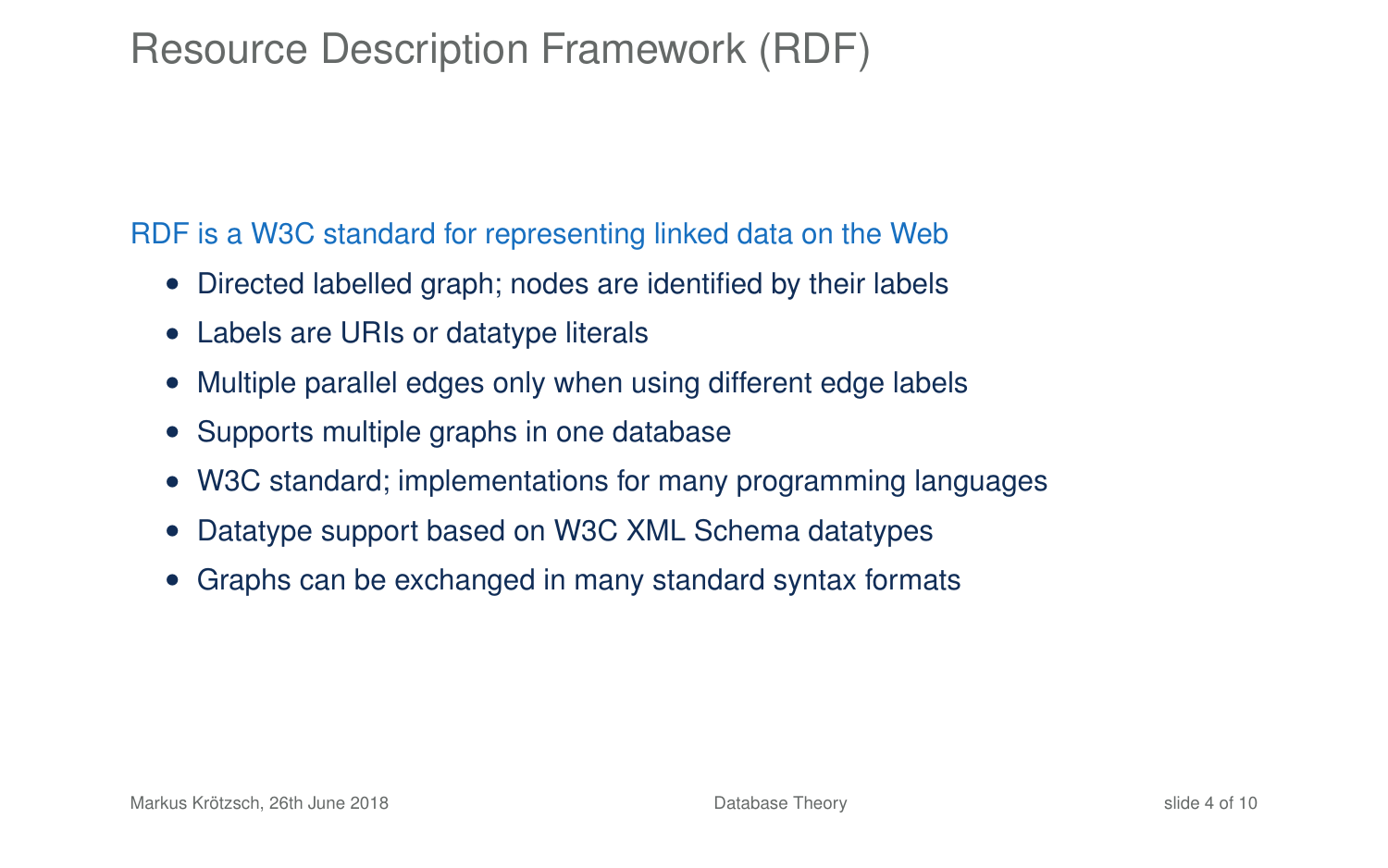# Resource Description Framework (RDF)

RDF is a W3C standard for representing linked data on the Web

- Directed labelled graph; nodes are identified by their labels
- Labels are URIs or datatype literals
- Multiple parallel edges only when using different edge labels
- Supports multiple graphs in one database
- W3C standard; implementations for many programming languages
- Datatype support based on W3C XML Schema datatypes
- Graphs can be exchanged in many standard syntax formats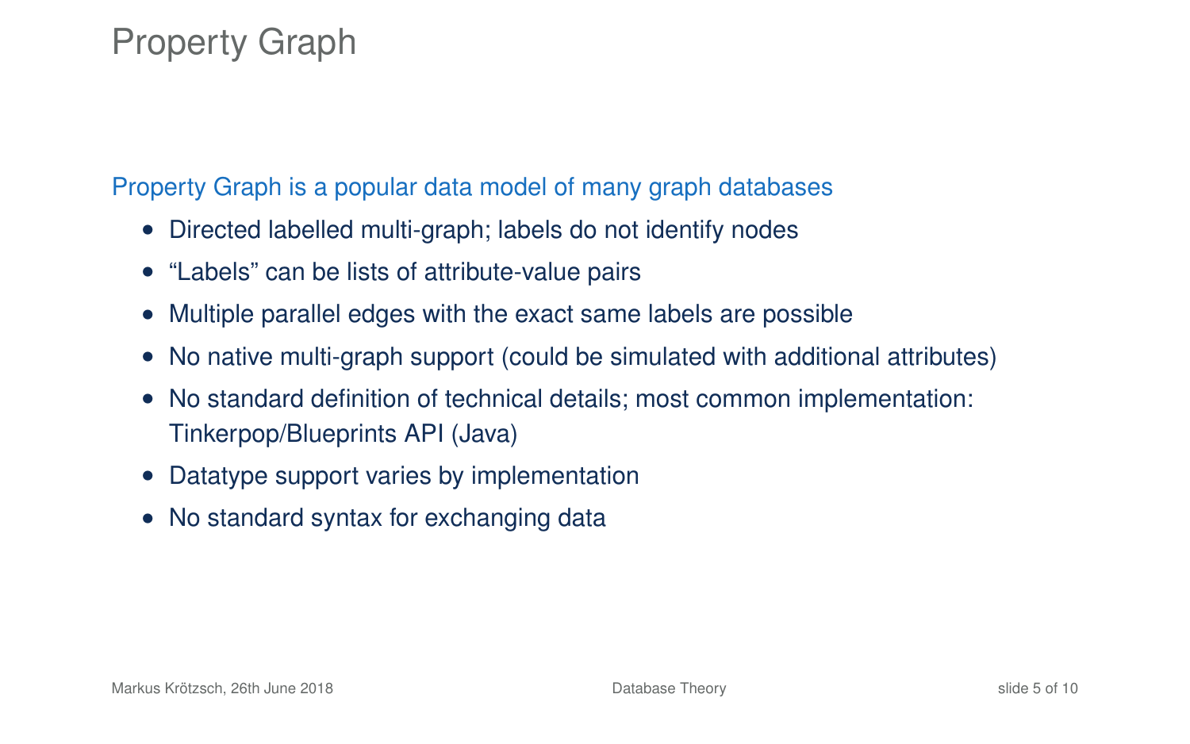# Property Graph

Property Graph is a popular data model of many graph databases

- Directed labelled multi-graph; labels do not identify nodes
- "Labels" can be lists of attribute-value pairs
- Multiple parallel edges with the exact same labels are possible
- No native multi-graph support (could be simulated with additional attributes)
- No standard definition of technical details; most common implementation: Tinkerpop/Blueprints API (Java)
- Datatype support varies by implementation
- No standard syntax for exchanging data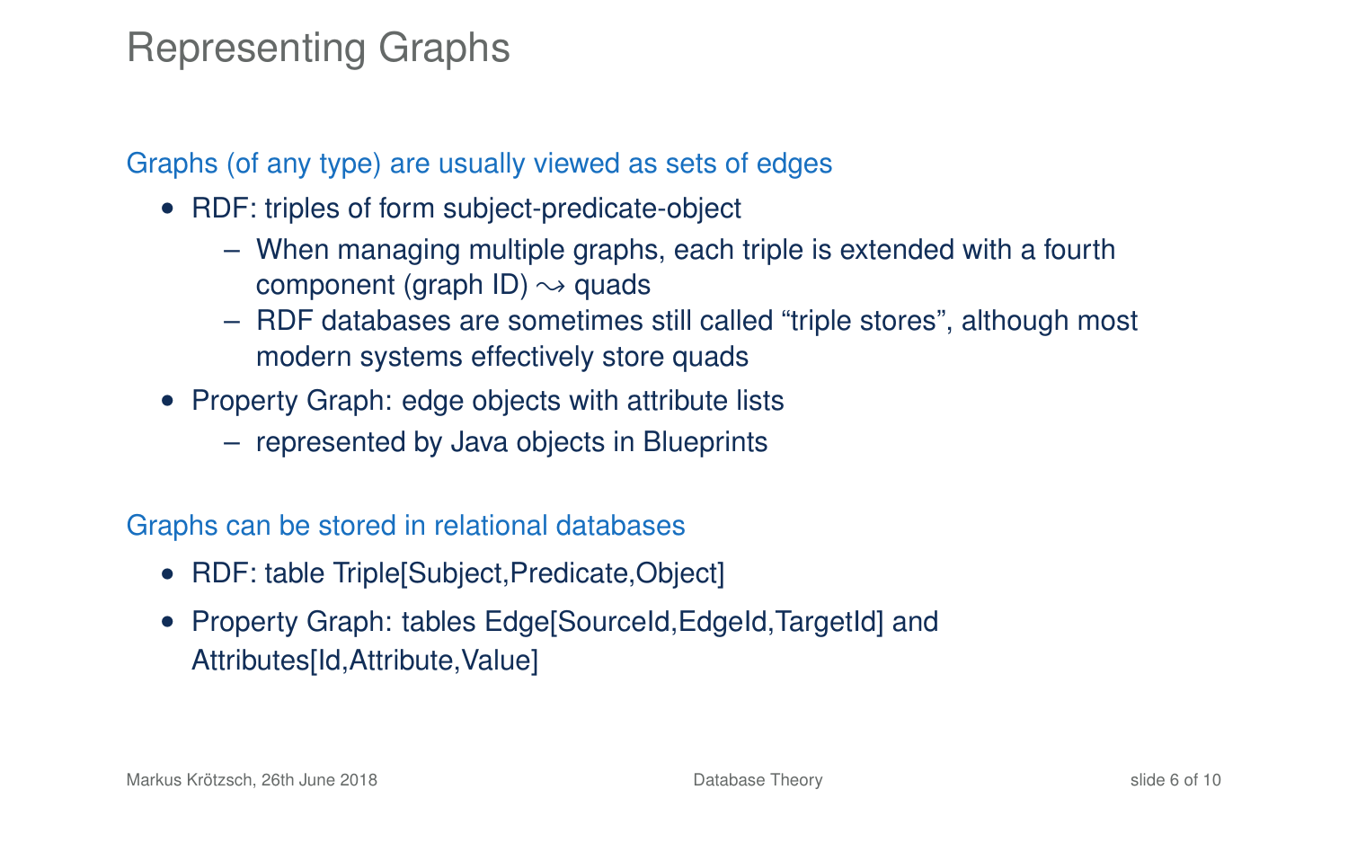# Representing Graphs

Graphs (of any type) are usually viewed as sets of edges

- RDF: triples of form subject-predicate-object
  - When managing multiple graphs, each triple is extended with a fourth component (graph ID) $\rightsquigarrow$ quads
  - RDF databases are sometimes still called "triple stores", although most modern systems effectively store quads
- Property Graph: edge objects with attribute lists
  - represented by Java objects in Blueprints

Graphs can be stored in relational databases

- RDF: table Triple[Subject,Predicate,Object]
- Property Graph: tables Edge[SourceId,EdgeId,TargetId] and Attributes[Id,Attribute,Value]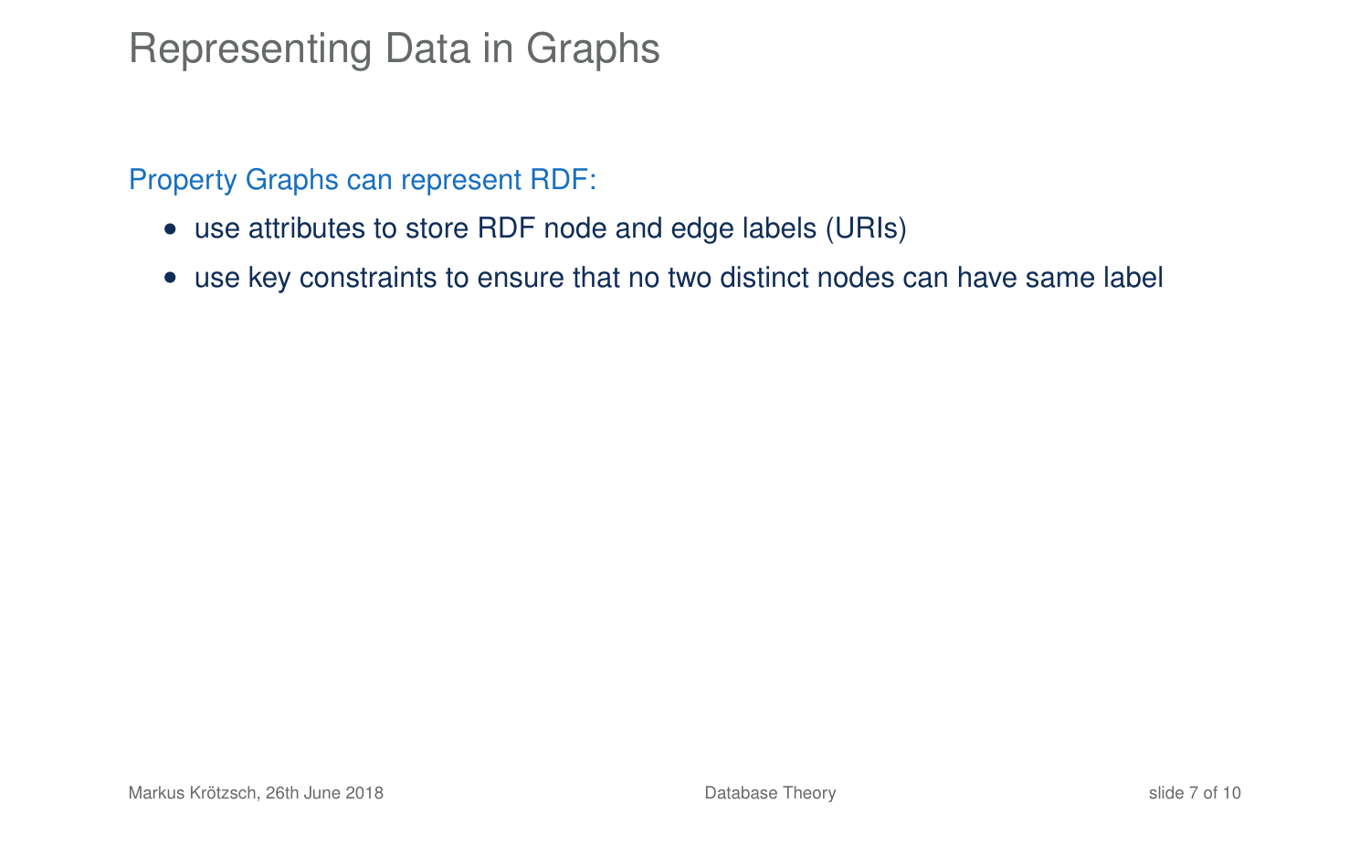# Representing Data in Graphs

Property Graphs can represent RDF:

- use attributes to store RDF node and edge labels (URIs)
- use key constraints to ensure that no two distinct nodes can have same label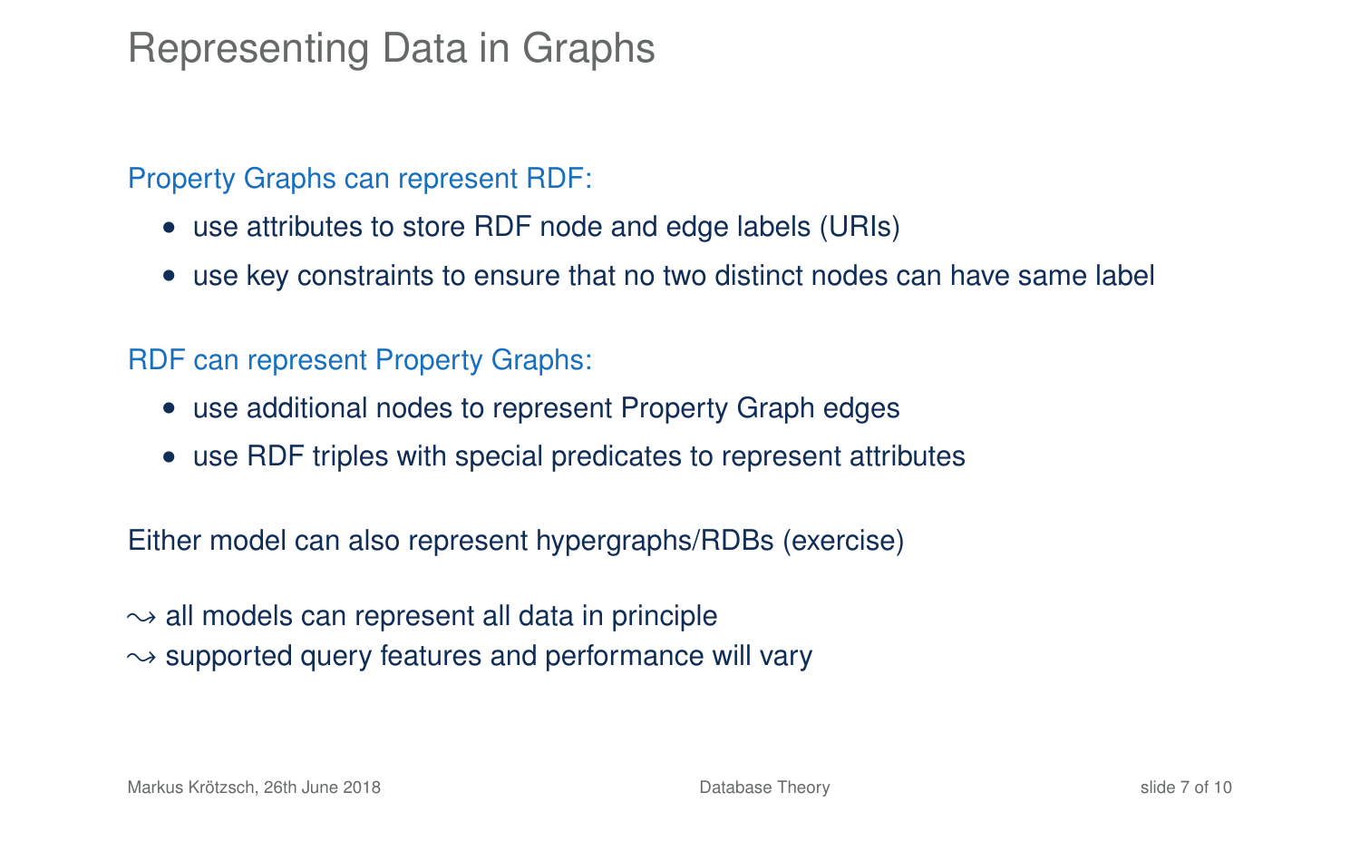# Representing Data in Graphs

Property Graphs can represent RDF:

- use attributes to store RDF node and edge labels (URIs)
- use key constraints to ensure that no two distinct nodes can have same label

RDF can represent Property Graphs:

- use additional nodes to represent Property Graph edges
- use RDF triples with special predicates to represent attributes

Either model can also represent hypergraphs/RDBs (exercise)

$\leadsto$ all models can represent all data in principle
$\leadsto$ supported query features and performance will vary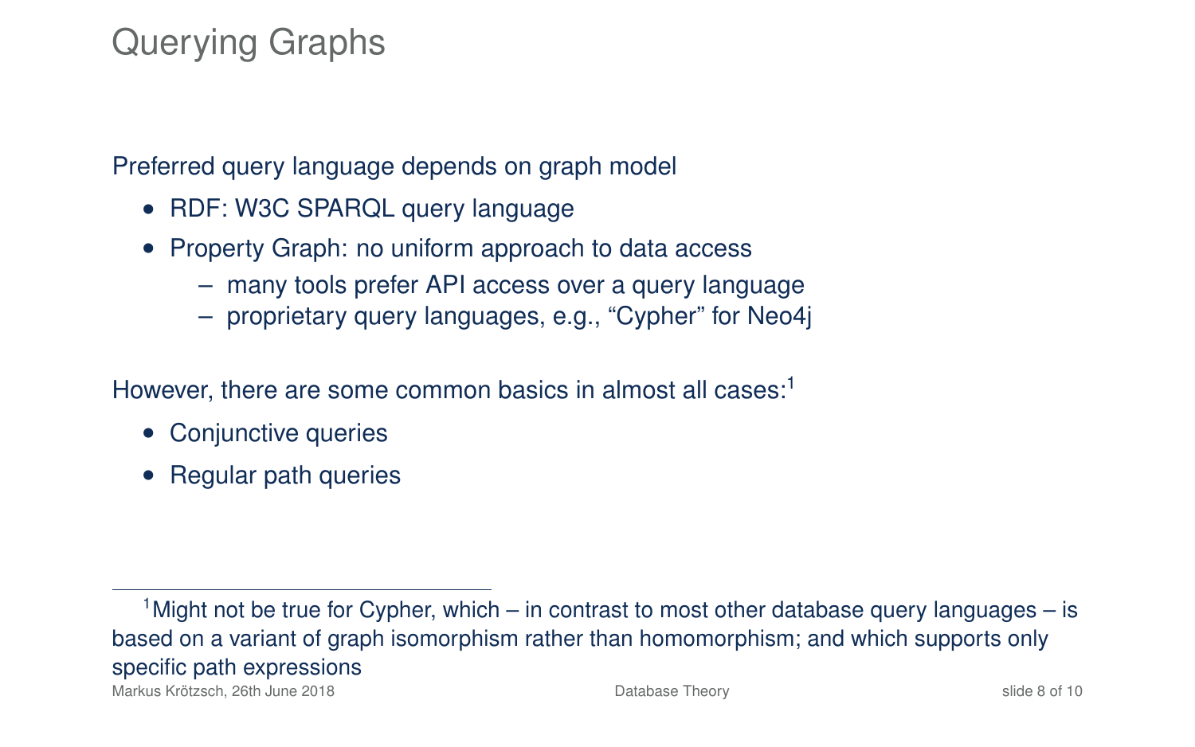# Querying Graphs

Preferred query language depends on graph model

- RDF: W3C SPARQL query language
- Property Graph: no uniform approach to data access
  - many tools prefer API access over a query language
  - proprietary query languages, e.g., "Cypher" for Neo4j

However, there are some common basics in almost all cases:[1]

- Conjunctive queries
- Regular path queries

---

[1] Might not be true for Cypher, which – in contrast to most other database query languages – is based on a variant of graph isomorphism rather than homomorphism; and which supports only specific path expressions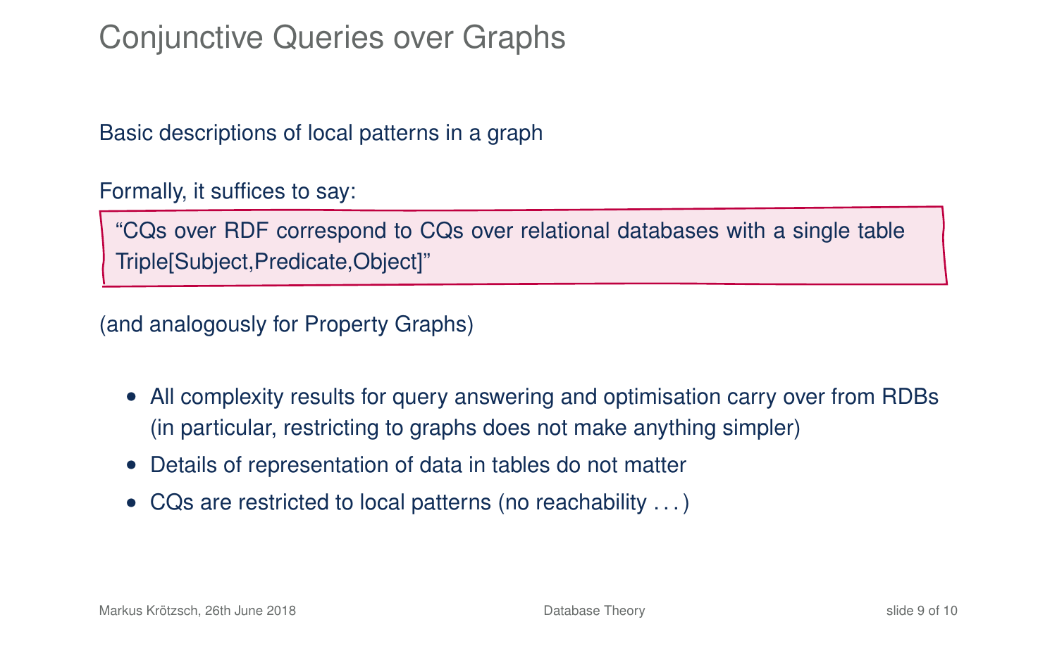# Conjunctive Queries over Graphs

Basic descriptions of local patterns in a graph

Formally, it suffices to say:

> "CQs over RDF correspond to CQs over relational databases with a single table Triple[Subject,Predicate,Object]"

(and analogously for Property Graphs)

- All complexity results for query answering and optimisation carry over from RDBs (in particular, restricting to graphs does not make anything simpler)
- Details of representation of data in tables do not matter
- CQs are restricted to local patterns (no reachability . . . )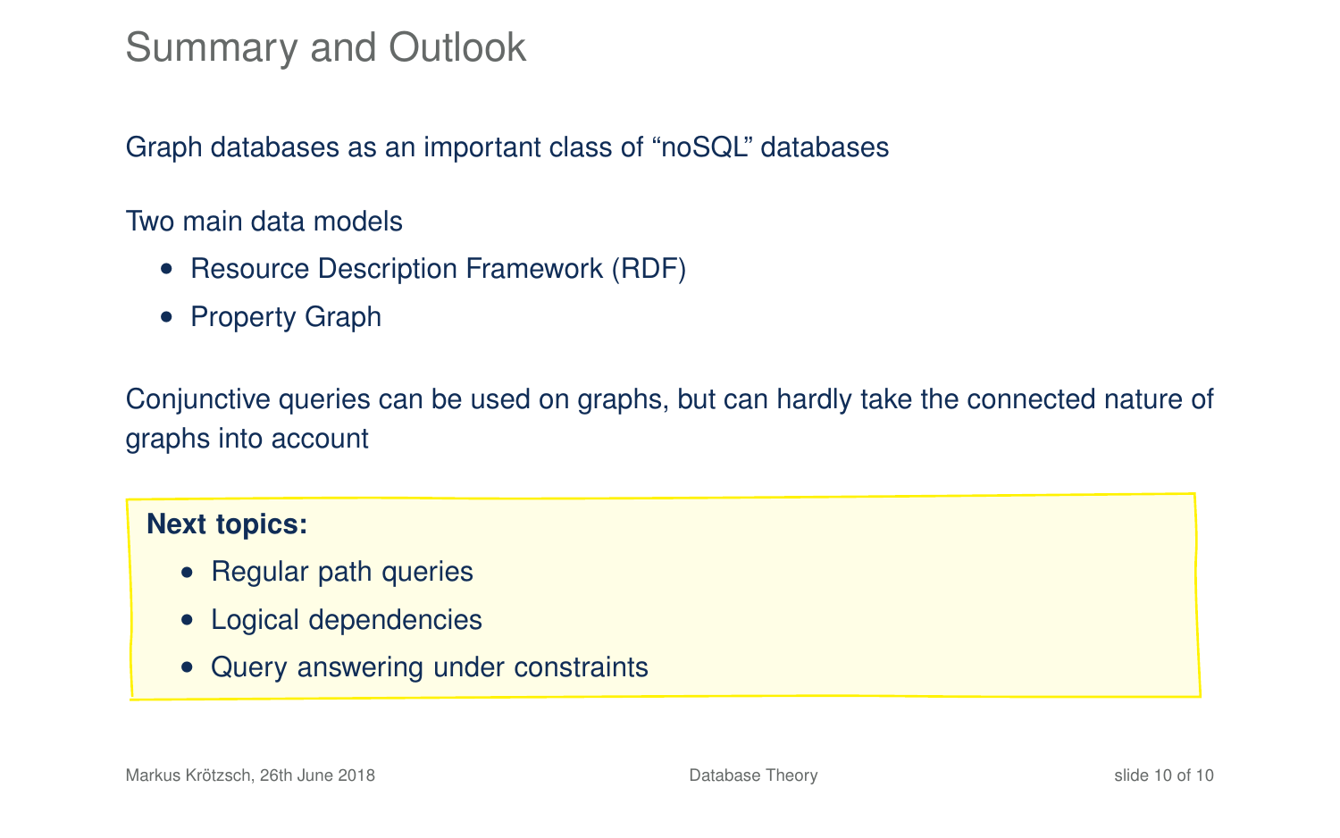# Summary and Outlook

Graph databases as an important class of "noSQL" databases

Two main data models

- Resource Description Framework (RDF)
- Property Graph

Conjunctive queries can be used on graphs, but can hardly take the connected nature of graphs into account

**Next topics:**

- Regular path queries
- Logical dependencies
- Query answering under constraints